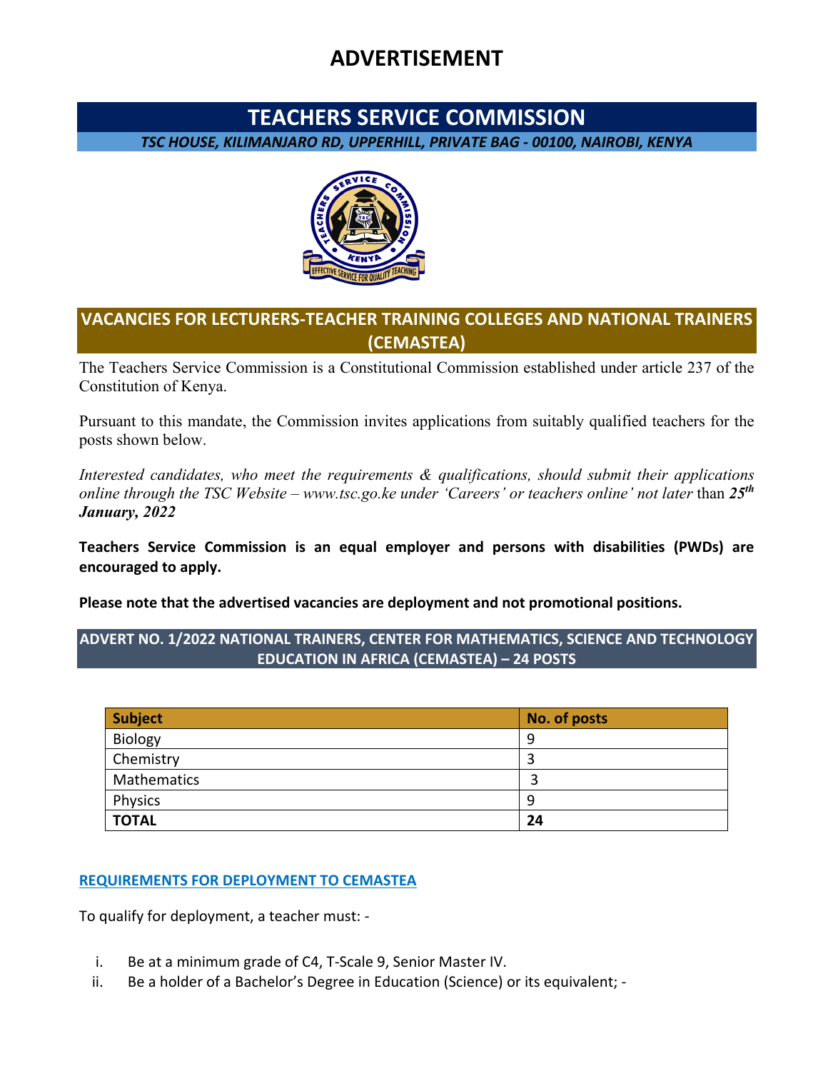# ADVERTISEMENT

## TEACHERS SERVICE COMMISSION

*TSC HOUSE, KILIMANJARO RD, UPPERHILL, PRIVATE BAG - 00100, NAIROBI, KENYA*

## VACANCIES FOR LECTURERS-TEACHER TRAINING COLLEGES AND NATIONAL TRAINERS (CEMASTEA)

The Teachers Service Commission is a Constitutional Commission established under article 237 of the Constitution of Kenya.

Pursuant to this mandate, the Commission invites applications from suitably qualified teachers for the posts shown below.

*Interested candidates, who meet the requirements & qualifications, should submit their applications online through the TSC Website – www.tsc.go.ke under 'Careers' or teachers online' not later* than ***25th January, 2022***

**Teachers Service Commission is an equal employer and persons with disabilities (PWDs) are encouraged to apply.**

**Please note that the advertised vacancies are deployment and not promotional positions.**

### ADVERT NO. 1/2022 NATIONAL TRAINERS, CENTER FOR MATHEMATICS, SCIENCE AND TECHNOLOGY EDUCATION IN AFRICA (CEMASTEA) – 24 POSTS

| Subject | No. of posts |
|---|---|
| Biology | 9 |
| Chemistry | 3 |
| Mathematics | 3 |
| Physics | 9 |
| **TOTAL** | **24** |

**REQUIREMENTS FOR DEPLOYMENT TO CEMASTEA**

To qualify for deployment, a teacher must: -

i. Be at a minimum grade of C4, T-Scale 9, Senior Master IV.
ii. Be a holder of a Bachelor's Degree in Education (Science) or its equivalent; -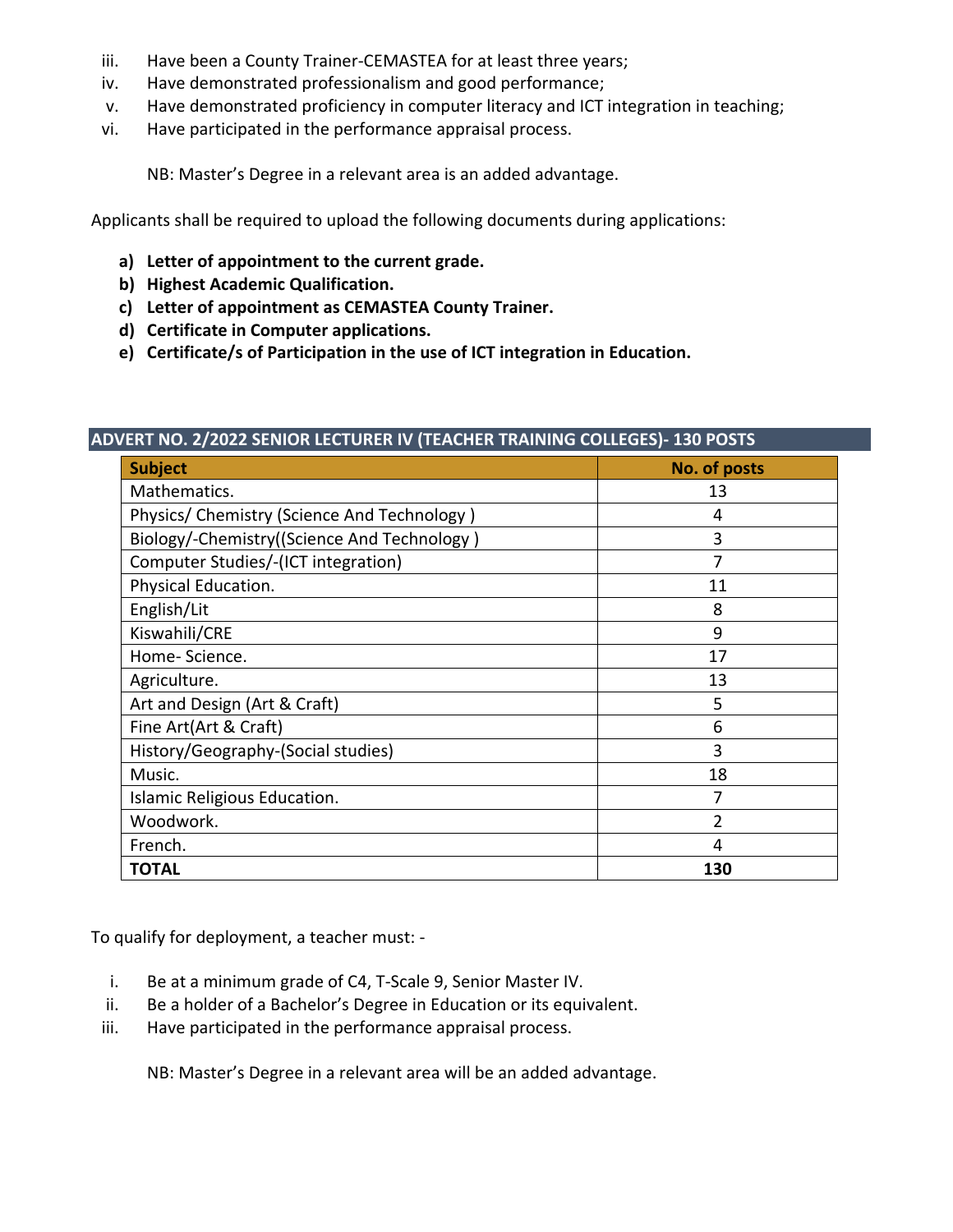iii. Have been a County Trainer-CEMASTEA for at least three years;
iv. Have demonstrated professionalism and good performance;
v. Have demonstrated proficiency in computer literacy and ICT integration in teaching;
vi. Have participated in the performance appraisal process.

NB: Master's Degree in a relevant area is an added advantage.

Applicants shall be required to upload the following documents during applications:

**a) Letter of appointment to the current grade.**
**b) Highest Academic Qualification.**
**c) Letter of appointment as CEMASTEA County Trainer.**
**d) Certificate in Computer applications.**
**e) Certificate/s of Participation in the use of ICT integration in Education.**

## ADVERT NO. 2/2022 SENIOR LECTURER IV (TEACHER TRAINING COLLEGES)- 130 POSTS

| Subject | No. of posts |
|---|---|
| Mathematics. | 13 |
| Physics/ Chemistry (Science And Technology ) | 4 |
| Biology/-Chemistry((Science And Technology ) | 3 |
| Computer Studies/-(ICT integration) | 7 |
| Physical Education. | 11 |
| English/Lit | 8 |
| Kiswahili/CRE | 9 |
| Home- Science. | 17 |
| Agriculture. | 13 |
| Art and Design (Art & Craft) | 5 |
| Fine Art(Art & Craft) | 6 |
| History/Geography-(Social studies) | 3 |
| Music. | 18 |
| Islamic Religious Education. | 7 |
| Woodwork. | 2 |
| French. | 4 |
| **TOTAL** | **130** |

To qualify for deployment, a teacher must: -

i. Be at a minimum grade of C4, T-Scale 9, Senior Master IV.
ii. Be a holder of a Bachelor's Degree in Education or its equivalent.
iii. Have participated in the performance appraisal process.

NB: Master's Degree in a relevant area will be an added advantage.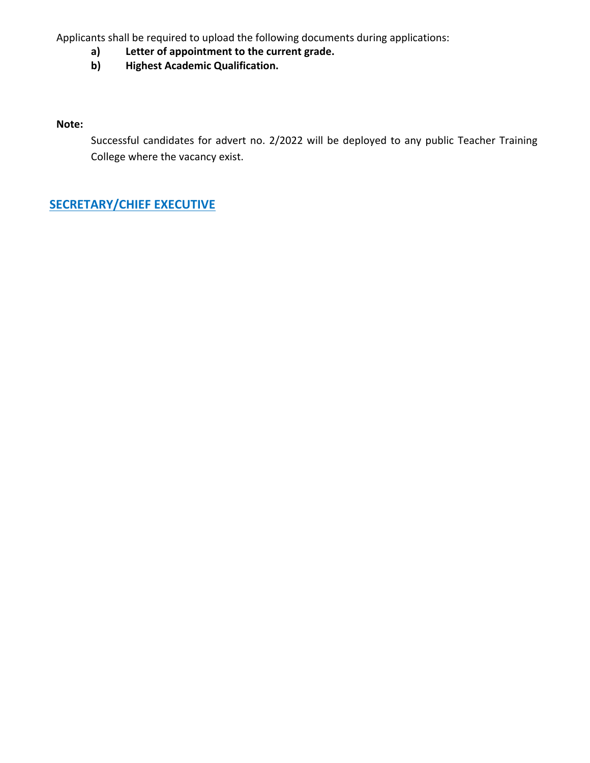Applicants shall be required to upload the following documents during applications:

a) **Letter of appointment to the current grade.**

b) **Highest Academic Qualification.**

**Note:**

Successful candidates for advert no. 2/2022 will be deployed to any public Teacher Training College where the vacancy exist.

**SECRETARY/CHIEF EXECUTIVE**